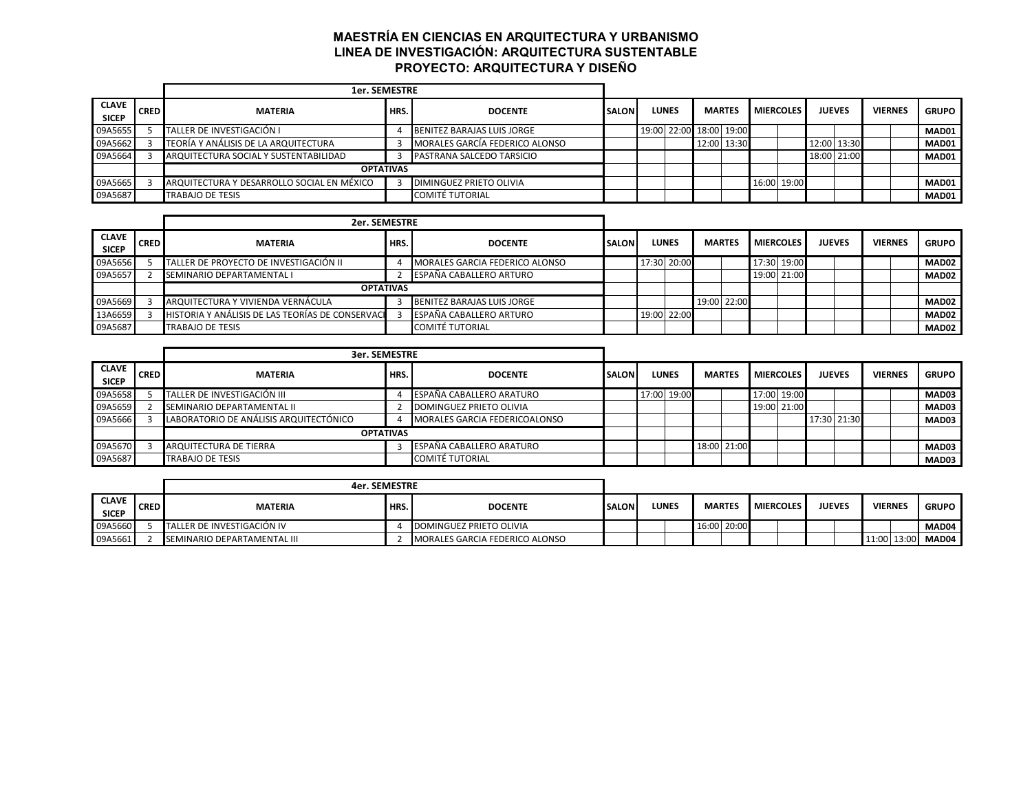# MAESTRÍA EN CIENCIAS EN ARQUITECTURA Y URBANISMO
## LINEA DE INVESTIGACIÓN: ARQUITECTURA SUSTENTABLE
## PROYECTO: ARQUITECTURA Y DISEÑO

| | | 1er. SEMESTRE | | | | | | | | | | | | | | |
|---|---|---|---|---|---|---|---|---|---|---|---|---|---|---|---|---|
| CLAVE SICEP | CRED | MATERIA | HRS. | DOCENTE | SALON | LUNES | | MARTES | | MIERCOLES | | JUEVES | | VIERNES | | GRUPO |
| 09A5655 | 5 | TALLER DE INVESTIGACIÓN I | 4 | BENITEZ BARAJAS LUIS JORGE | | 19:00 | 22:00 | 18:00 | 19:00 | | | | | | | MAD01 |
| 09A5662 | 3 | TEORÍA Y ANÁLISIS DE LA ARQUITECTURA | 3 | MORALES GARCÍA FEDERICO ALONSO | | | | 12:00 | 13:30 | | | 12:00 | 13:30 | | | MAD01 |
| 09A5664 | 3 | ARQUITECTURA SOCIAL Y SUSTENTABILIDAD | 3 | PASTRANA SALCEDO TARSICIO | | | | | | | | 18:00 | 21:00 | | | MAD01 |
| | | OPTATIVAS | | | | | | | | | | | | | | |
| 09A5665 | 3 | ARQUITECTURA Y DESARROLLO SOCIAL EN MÉXICO | 3 | DIMINGUEZ PRIETO OLIVIA | | | | | | 16:00 | 19:00 | | | | | MAD01 |
| 09A5687 | | TRABAJO DE TESIS | | COMITÉ TUTORIAL | | | | | | | | | | | | MAD01 |

| | | 2er. SEMESTRE | | | | | | | | | | | | | | |
|---|---|---|---|---|---|---|---|---|---|---|---|---|---|---|---|---|
| CLAVE SICEP | CRED | MATERIA | HRS. | DOCENTE | SALON | LUNES | | MARTES | | MIERCOLES | | JUEVES | | VIERNES | | GRUPO |
| 09A5656 | 5 | TALLER DE PROYECTO DE INVESTIGACIÓN II | 4 | MORALES GARCIA FEDERICO ALONSO | | 17:30 | 20:00 | | | 17:30 | 19:00 | | | | | MAD02 |
| 09A5657 | 2 | SEMINARIO DEPARTAMENTAL I | 2 | ESPAÑA CABALLERO ARTURO | | | | | | 19:00 | 21:00 | | | | | MAD02 |
| | | OPTATIVAS | | | | | | | | | | | | | | |
| 09A5669 | 3 | ARQUITECTURA Y VIVIENDA VERNÁCULA | 3 | BENITEZ BARAJAS LUIS JORGE | | | | 19:00 | 22:00 | | | | | | | MAD02 |
| 13A6659 | 3 | HISTORIA Y ANÁLISIS DE LAS TEORÍAS DE CONSERVACI | 3 | ESPAÑA CABALLERO ARTURO | | 19:00 | 22:00 | | | | | | | | | MAD02 |
| 09A5687 | | TRABAJO DE TESIS | | COMITÉ TUTORIAL | | | | | | | | | | | | MAD02 |

| | | 3er. SEMESTRE | | | | | | | | | | | | | | |
|---|---|---|---|---|---|---|---|---|---|---|---|---|---|---|---|---|
| CLAVE SICEP | CRED | MATERIA | HRS. | DOCENTE | SALON | LUNES | | MARTES | | MIERCOLES | | JUEVES | | VIERNES | | GRUPO |
| 09A5658 | 5 | TALLER DE INVESTIGACIÓN III | 4 | ESPAÑA CABALLERO ARATURO | | 17:00 | 19:00 | | | 17:00 | 19:00 | | | | | MAD03 |
| 09A5659 | 2 | SEMINARIO DEPARTAMENTAL II | 2 | DOMINGUEZ PRIETO OLIVIA | | | | | | 19:00 | 21:00 | | | | | MAD03 |
| 09A5666 | 3 | LABORATORIO DE ANÁLISIS ARQUITECTÓNICO | 4 | MORALES GARCIA FEDERICOALONSO | | | | | | | | 17:30 | 21:30 | | | MAD03 |
| | | OPTATIVAS | | | | | | | | | | | | | | |
| 09A5670 | 3 | ARQUITECTURA DE TIERRA | 3 | ESPAÑA CABALLERO ARATURO | | | | 18:00 | 21:00 | | | | | | | MAD03 |
| 09A5687 | | TRABAJO DE TESIS | | COMITÉ TUTORIAL | | | | | | | | | | | | MAD03 |

| | | 4er. SEMESTRE | | | | | | | | | | | | | | |
|---|---|---|---|---|---|---|---|---|---|---|---|---|---|---|---|---|
| CLAVE SICEP | CRED | MATERIA | HRS. | DOCENTE | SALON | LUNES | | MARTES | | MIERCOLES | | JUEVES | | VIERNES | | GRUPO |
| 09A5660 | 5 | TALLER DE INVESTIGACIÓN IV | 4 | DOMINGUEZ PRIETO OLIVIA | | | | 16:00 | 20:00 | | | | | | | MAD04 |
| 09A5661 | 2 | SEMINARIO DEPARTAMENTAL III | 2 | MORALES GARCIA FEDERICO ALONSO | | | | | | | | | | 11:00 | 13:00 | MAD04 |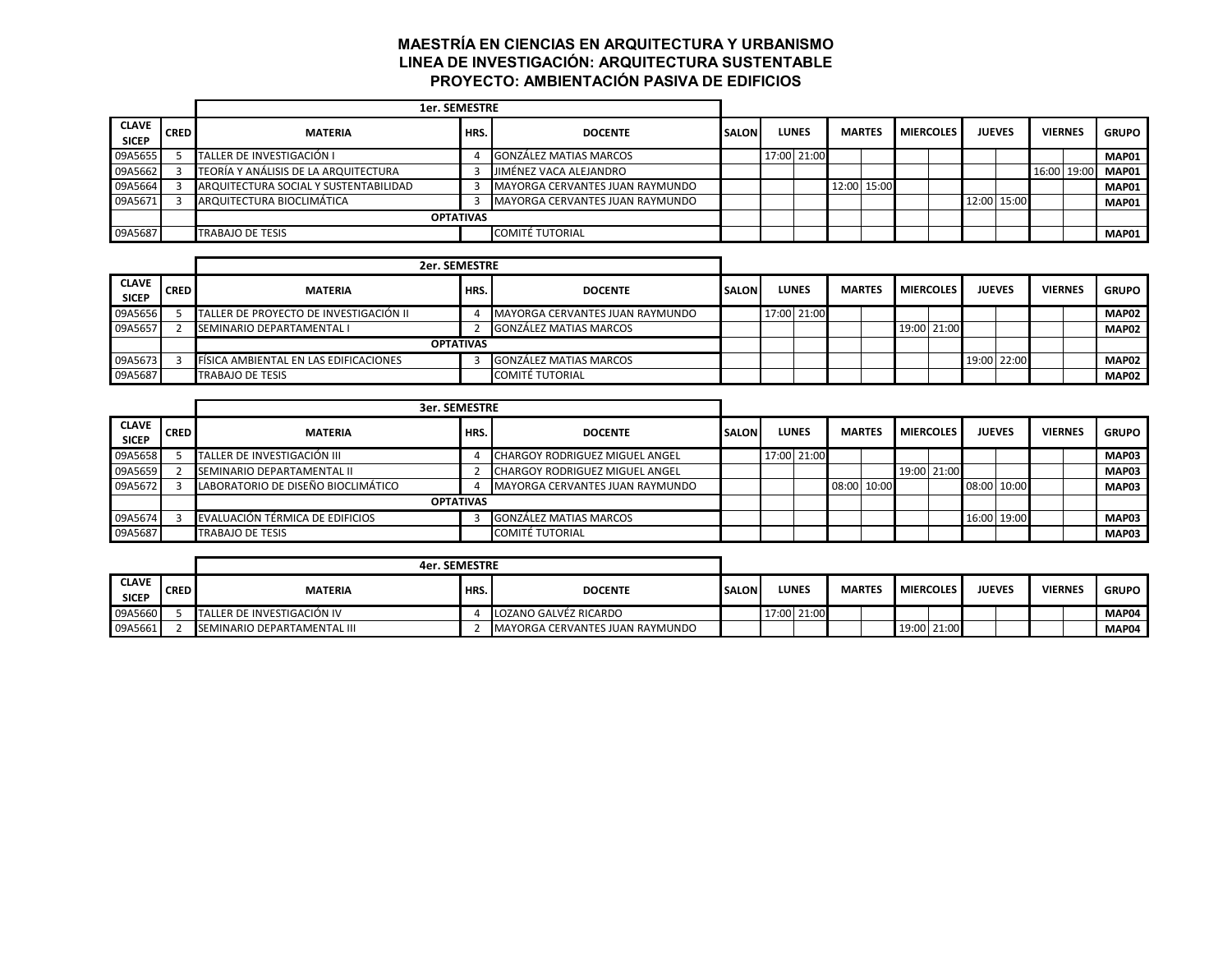# MAESTRÍA EN CIENCIAS EN ARQUITECTURA Y URBANISMO
## LINEA DE INVESTIGACIÓN: ARQUITECTURA SUSTENTABLE
## PROYECTO: AMBIENTACIÓN PASIVA DE EDIFICIOS

| | | 1er. SEMESTRE | | | | | | | | | | | | | | |
|---|---|---|---|---|---|---|---|---|---|---|---|---|---|---|---|---|
| CLAVE SICEP | CRED | MATERIA | HRS. | DOCENTE | SALON | LUNES | | MARTES | | MIERCOLES | | JUEVES | | VIERNES | | GRUPO |
| 09A5655 | 5 | TALLER DE INVESTIGACIÓN I | 4 | GONZÁLEZ MATIAS MARCOS | | 17:00 | 21:00 | | | | | | | | | MAP01 |
| 09A5662 | 3 | TEORÍA Y ANÁLISIS DE LA ARQUITECTURA | 3 | JIMÉNEZ VACA ALEJANDRO | | | | | | | | | | 16:00 | 19:00 | MAP01 |
| 09A5664 | 3 | ARQUITECTURA SOCIAL Y SUSTENTABILIDAD | 3 | MAYORGA CERVANTES JUAN RAYMUNDO | | | | 12:00 | 15:00 | | | | | | | MAP01 |
| 09A5671 | 3 | ARQUITECTURA BIOCLIMÁTICA | 3 | MAYORGA CERVANTES JUAN RAYMUNDO | | | | | | | | 12:00 | 15:00 | | | MAP01 |
| | | OPTATIVAS | | | | | | | | | | | | | | |
| 09A5687 | | TRABAJO DE TESIS | | COMITÉ TUTORIAL | | | | | | | | | | | | MAP01 |

| | | 2er. SEMESTRE | | | | | | | | | | | | | | |
|---|---|---|---|---|---|---|---|---|---|---|---|---|---|---|---|---|
| CLAVE SICEP | CRED | MATERIA | HRS. | DOCENTE | SALON | LUNES | | MARTES | | MIERCOLES | | JUEVES | | VIERNES | | GRUPO |
| 09A5656 | 5 | TALLER DE PROYECTO DE INVESTIGACIÓN II | 4 | MAYORGA CERVANTES JUAN RAYMUNDO | | 17:00 | 21:00 | | | | | | | | | MAP02 |
| 09A5657 | 2 | SEMINARIO DEPARTAMENTAL I | 2 | GONZÁLEZ MATIAS MARCOS | | | | | | 19:00 | 21:00 | | | | | MAP02 |
| | | OPTATIVAS | | | | | | | | | | | | | | |
| 09A5673 | 3 | FÍSICA AMBIENTAL EN LAS EDIFICACIONES | 3 | GONZÁLEZ MATIAS MARCOS | | | | | | | | 19:00 | 22:00 | | | MAP02 |
| 09A5687 | | TRABAJO DE TESIS | | COMITÉ TUTORIAL | | | | | | | | | | | | MAP02 |

| | | 3er. SEMESTRE | | | | | | | | | | | | | | |
|---|---|---|---|---|---|---|---|---|---|---|---|---|---|---|---|---|
| CLAVE SICEP | CRED | MATERIA | HRS. | DOCENTE | SALON | LUNES | | MARTES | | MIERCOLES | | JUEVES | | VIERNES | | GRUPO |
| 09A5658 | 5 | TALLER DE INVESTIGACIÓN III | 4 | CHARGOY RODRIGUEZ MIGUEL ANGEL | | 17:00 | 21:00 | | | | | | | | | MAP03 |
| 09A5659 | 2 | SEMINARIO DEPARTAMENTAL II | 2 | CHARGOY RODRIGUEZ MIGUEL ANGEL | | | | | | 19:00 | 21:00 | | | | | MAP03 |
| 09A5672 | 3 | LABORATORIO DE DISEÑO BIOCLIMÁTICO | 4 | MAYORGA CERVANTES JUAN RAYMUNDO | | | | 08:00 | 10:00 | | | 08:00 | 10:00 | | | MAP03 |
| | | OPTATIVAS | | | | | | | | | | | | | | |
| 09A5674 | 3 | EVALUACIÓN TÉRMICA DE EDIFICIOS | 3 | GONZÁLEZ MATIAS MARCOS | | | | | | | | 16:00 | 19:00 | | | MAP03 |
| 09A5687 | | TRABAJO DE TESIS | | COMITÉ TUTORIAL | | | | | | | | | | | | MAP03 |

| | | 4er. SEMESTRE | | | | | | | | | | | | | | |
|---|---|---|---|---|---|---|---|---|---|---|---|---|---|---|---|---|
| CLAVE SICEP | CRED | MATERIA | HRS. | DOCENTE | SALON | LUNES | | MARTES | | MIERCOLES | | JUEVES | | VIERNES | | GRUPO |
| 09A5660 | 5 | TALLER DE INVESTIGACIÓN IV | 4 | LOZANO GALVÉZ RICARDO | | 17:00 | 21:00 | | | | | | | | | MAP04 |
| 09A5661 | 2 | SEMINARIO DEPARTAMENTAL III | 2 | MAYORGA CERVANTES JUAN RAYMUNDO | | | | | | 19:00 | 21:00 | | | | | MAP04 |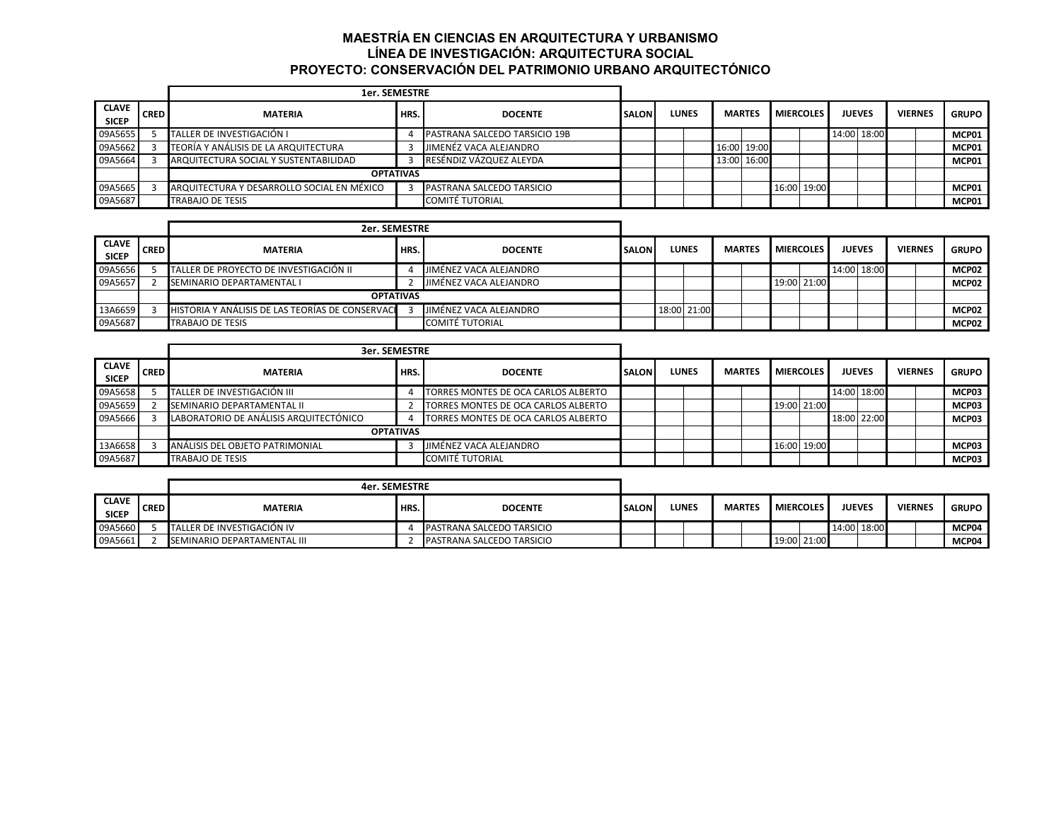# MAESTRÍA EN CIENCIAS EN ARQUITECTURA Y URBANISMO
## LÍNEA DE INVESTIGACIÓN: ARQUITECTURA SOCIAL
## PROYECTO: CONSERVACIÓN DEL PATRIMONIO URBANO ARQUITECTÓNICO

| | | 1er. SEMESTRE | | | | | | | | | | | | | | |
|---|---|---|---|---|---|---|---|---|---|---|---|---|---|---|---|---|
| CLAVE SICEP | CRED | MATERIA | HRS. | DOCENTE | SALON | LUNES | | MARTES | | MIERCOLES | | JUEVES | | VIERNES | | GRUPO |
| 09A5655 | 5 | TALLER DE INVESTIGACIÓN I | 4 | PASTRANA SALCEDO TARSICIO 19B | | | | | | | | 14:00 | 18:00 | | | MCP01 |
| 09A5662 | 3 | TEORÍA Y ANÁLISIS DE LA ARQUITECTURA | 3 | JIMENÉZ VACA ALEJANDRO | | | | 16:00 | 19:00 | | | | | | | MCP01 |
| 09A5664 | 3 | ARQUITECTURA SOCIAL Y SUSTENTABILIDAD | 3 | RESÉNDIZ VÁZQUEZ ALEYDA | | | | 13:00 | 16:00 | | | | | | | MCP01 |
| | | OPTATIVAS | | | | | | | | | | | | | | |
| 09A5665 | 3 | ARQUITECTURA Y DESARROLLO SOCIAL EN MÉXICO | 3 | PASTRANA SALCEDO TARSICIO | | | | | | 16:00 | 19:00 | | | | | MCP01 |
| 09A5687 | | TRABAJO DE TESIS | | COMITÉ TUTORIAL | | | | | | | | | | | | MCP01 |

| | | 2er. SEMESTRE | | | | | | | | | | | | | | |
|---|---|---|---|---|---|---|---|---|---|---|---|---|---|---|---|---|
| CLAVE SICEP | CRED | MATERIA | HRS. | DOCENTE | SALON | LUNES | | MARTES | | MIERCOLES | | JUEVES | | VIERNES | | GRUPO |
| 09A5656 | 5 | TALLER DE PROYECTO DE INVESTIGACIÓN II | 4 | JIMÉNEZ VACA ALEJANDRO | | | | | | | | 14:00 | 18:00 | | | MCP02 |
| 09A5657 | 2 | SEMINARIO DEPARTAMENTAL I | 2 | JIMÉNEZ VACA ALEJANDRO | | | | | | 19:00 | 21:00 | | | | | MCP02 |
| | | OPTATIVAS | | | | | | | | | | | | | | |
| 13A6659 | 3 | HISTORIA Y ANÁLISIS DE LAS TEORÍAS DE CONSERVACI | 3 | JIMÉNEZ VACA ALEJANDRO | | 18:00 | 21:00 | | | | | | | | | MCP02 |
| 09A5687 | | TRABAJO DE TESIS | | COMITÉ TUTORIAL | | | | | | | | | | | | MCP02 |

| | | 3er. SEMESTRE | | | | | | | | | | | | | | |
|---|---|---|---|---|---|---|---|---|---|---|---|---|---|---|---|---|
| CLAVE SICEP | CRED | MATERIA | HRS. | DOCENTE | SALON | LUNES | | MARTES | | MIERCOLES | | JUEVES | | VIERNES | | GRUPO |
| 09A5658 | 5 | TALLER DE INVESTIGACIÓN III | 4 | TORRES MONTES DE OCA CARLOS ALBERTO | | | | | | | | 14:00 | 18:00 | | | MCP03 |
| 09A5659 | 2 | SEMINARIO DEPARTAMENTAL II | 2 | TORRES MONTES DE OCA CARLOS ALBERTO | | | | | | 19:00 | 21:00 | | | | | MCP03 |
| 09A5666 | 3 | LABORATORIO DE ANÁLISIS ARQUITECTÓNICO | 4 | TORRES MONTES DE OCA CARLOS ALBERTO | | | | | | | | 18:00 | 22:00 | | | MCP03 |
| | | OPTATIVAS | | | | | | | | | | | | | | |
| 13A6658 | 3 | ANÁLISIS DEL OBJETO PATRIMONIAL | 3 | JIMÉNEZ VACA ALEJANDRO | | | | | | 16:00 | 19:00 | | | | | MCP03 |
| 09A5687 | | TRABAJO DE TESIS | | COMITÉ TUTORIAL | | | | | | | | | | | | MCP03 |

| | | 4er. SEMESTRE | | | | | | | | | | | | | | |
|---|---|---|---|---|---|---|---|---|---|---|---|---|---|---|---|---|
| CLAVE SICEP | CRED | MATERIA | HRS. | DOCENTE | SALON | LUNES | | MARTES | | MIERCOLES | | JUEVES | | VIERNES | | GRUPO |
| 09A5660 | 5 | TALLER DE INVESTIGACIÓN IV | 4 | PASTRANA SALCEDO TARSICIO | | | | | | | | 14:00 | 18:00 | | | MCP04 |
| 09A5661 | 2 | SEMINARIO DEPARTAMENTAL III | 2 | PASTRANA SALCEDO TARSICIO | | | | | | 19:00 | 21:00 | | | | | MCP04 |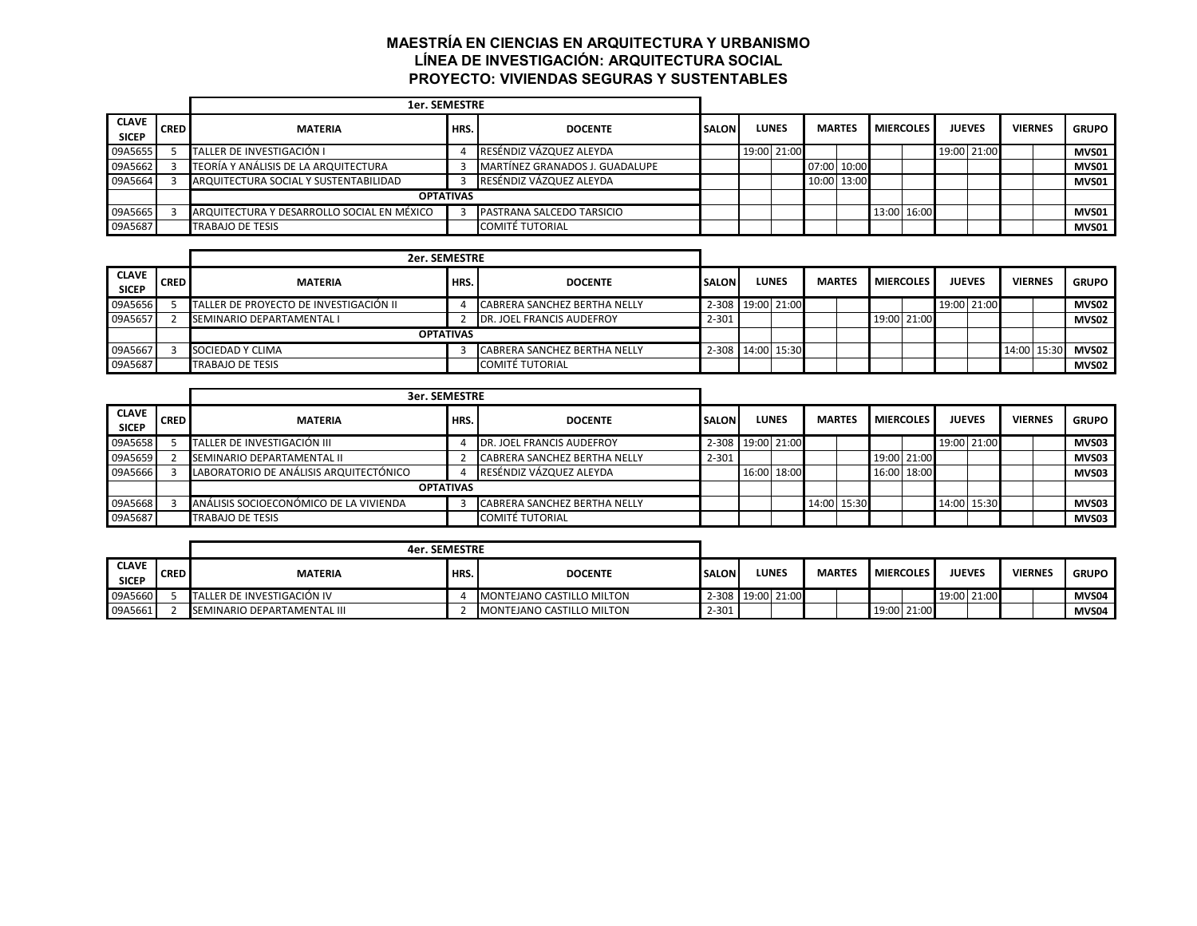# MAESTRÍA EN CIENCIAS EN ARQUITECTURA Y URBANISMO
## LÍNEA DE INVESTIGACIÓN: ARQUITECTURA SOCIAL
## PROYECTO: VIVIENDAS SEGURAS Y SUSTENTABLES

| CLAVE SICEP | CRED | MATERIA | HRS. | DOCENTE | SALON | LUNES | | MARTES | | MIERCOLES | | JUEVES | | VIERNES | | GRUPO |
|---|---|---|---|---|---|---|---|---|---|---|---|---|---|---|---|---|
| | | **1er. SEMESTRE** | | | | | | | | | | | | | | |
| 09A5655 | 5 | TALLER DE INVESTIGACIÓN I | 4 | RESÉNDIZ VÁZQUEZ ALEYDA | | 19:00 | 21:00 | | | | | 19:00 | 21:00 | | | **MVS01** |
| 09A5662 | 3 | TEORÍA Y ANÁLISIS DE LA ARQUITECTURA | 3 | MARTÍNEZ GRANADOS J. GUADALUPE | | | | 07:00 | 10:00 | | | | | | | **MVS01** |
| 09A5664 | 3 | ARQUITECTURA SOCIAL Y SUSTENTABILIDAD | 3 | RESÉNDIZ VÁZQUEZ ALEYDA | | | | 10:00 | 13:00 | | | | | | | **MVS01** |
| | | **OPTATIVAS** | | | | | | | | | | | | | | |
| 09A5665 | 3 | ARQUITECTURA Y DESARROLLO SOCIAL EN MÉXICO | 3 | PASTRANA SALCEDO TARSICIO | | | | | | 13:00 | 16:00 | | | | | **MVS01** |
| 09A5687 | | TRABAJO DE TESIS | | COMITÉ TUTORIAL | | | | | | | | | | | | **MVS01** |

| CLAVE SICEP | CRED | MATERIA | HRS. | DOCENTE | SALON | LUNES | | MARTES | | MIERCOLES | | JUEVES | | VIERNES | | GRUPO |
|---|---|---|---|---|---|---|---|---|---|---|---|---|---|---|---|---|
| | | **2er. SEMESTRE** | | | | | | | | | | | | | | |
| 09A5656 | 5 | TALLER DE PROYECTO DE INVESTIGACIÓN II | 4 | CABRERA SANCHEZ BERTHA NELLY | 2-308 | 19:00 | 21:00 | | | | | 19:00 | 21:00 | | | **MVS02** |
| 09A5657 | 2 | SEMINARIO DEPARTAMENTAL I | 2 | DR. JOEL FRANCIS AUDEFROY | 2-301 | | | | | 19:00 | 21:00 | | | | | **MVS02** |
| | | **OPTATIVAS** | | | | | | | | | | | | | | |
| 09A5667 | 3 | SOCIEDAD Y CLIMA | 3 | CABRERA SANCHEZ BERTHA NELLY | 2-308 | 14:00 | 15:30 | | | | | | | 14:00 | 15:30 | **MVS02** |
| 09A5687 | | TRABAJO DE TESIS | | COMITÉ TUTORIAL | | | | | | | | | | | | **MVS02** |

| CLAVE SICEP | CRED | MATERIA | HRS. | DOCENTE | SALON | LUNES | | MARTES | | MIERCOLES | | JUEVES | | VIERNES | | GRUPO |
|---|---|---|---|---|---|---|---|---|---|---|---|---|---|---|---|---|
| | | **3er. SEMESTRE** | | | | | | | | | | | | | | |
| 09A5658 | 5 | TALLER DE INVESTIGACIÓN III | 4 | DR. JOEL FRANCIS AUDEFROY | 2-308 | 19:00 | 21:00 | | | | | 19:00 | 21:00 | | | **MVS03** |
| 09A5659 | 2 | SEMINARIO DEPARTAMENTAL II | 2 | CABRERA SANCHEZ BERTHA NELLY | 2-301 | | | | | 19:00 | 21:00 | | | | | **MVS03** |
| 09A5666 | 3 | LABORATORIO DE ANÁLISIS ARQUITECTÓNICO | 4 | RESÉNDIZ VÁZQUEZ ALEYDA | | 16:00 | 18:00 | | | 16:00 | 18:00 | | | | | **MVS03** |
| | | **OPTATIVAS** | | | | | | | | | | | | | | |
| 09A5668 | 3 | ANÁLISIS SOCIOECONÓMICO DE LA VIVIENDA | 3 | CABRERA SANCHEZ BERTHA NELLY | | | | 14:00 | 15:30 | | | 14:00 | 15:30 | | | **MVS03** |
| 09A5687 | | TRABAJO DE TESIS | | COMITÉ TUTORIAL | | | | | | | | | | | | **MVS03** |

| CLAVE SICEP | CRED | MATERIA | HRS. | DOCENTE | SALON | LUNES | | MARTES | | MIERCOLES | | JUEVES | | VIERNES | | GRUPO |
|---|---|---|---|---|---|---|---|---|---|---|---|---|---|---|---|---|
| | | **4er. SEMESTRE** | | | | | | | | | | | | | | |
| 09A5660 | 5 | TALLER DE INVESTIGACIÓN IV | 4 | MONTEJANO CASTILLO MILTON | 2-308 | 19:00 | 21:00 | | | | | 19:00 | 21:00 | | | **MVS04** |
| 09A5661 | 2 | SEMINARIO DEPARTAMENTAL III | 2 | MONTEJANO CASTILLO MILTON | 2-301 | | | | | 19:00 | 21:00 | | | | | **MVS04** |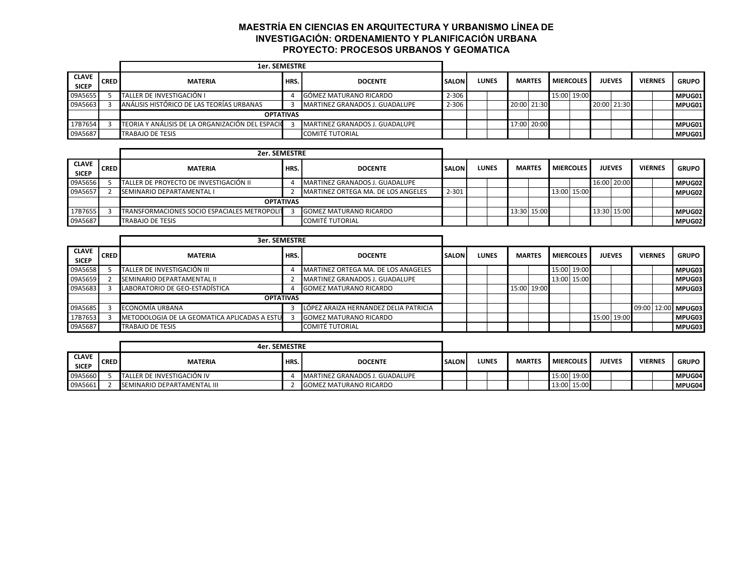# MAESTRÍA EN CIENCIAS EN ARQUITECTURA Y URBANISMO LÍNEA DE INVESTIGACIÓN: ORDENAMIENTO Y PLANIFICACIÓN URBANA

## PROYECTO: PROCESOS URBANOS Y GEOMATICA

| | | 1er. SEMESTRE | | | | | | | | | | | | | | |
|---|---|---|---|---|---|---|---|---|---|---|---|---|---|---|---|---|
| CLAVE SICEP | CRED | MATERIA | HRS. | DOCENTE | SALON | LUNES | | MARTES | | MIERCOLES | | JUEVES | | VIERNES | | GRUPO |
| 09A5655 | 5 | TALLER DE INVESTIGACIÓN I | 4 | GÓMEZ MATURANO RICARDO | 2-306 | | | | | 15:00 | 19:00 | | | | | MPUG01 |
| 09A5663 | 3 | ANÁLISIS HISTÓRICO DE LAS TEORÍAS URBANAS | 3 | MARTINEZ GRANADOS J. GUADALUPE | 2-306 | | | 20:00 | 21:30 | | | 20:00 | 21:30 | | | MPUG01 |
| | | OPTATIVAS | | | | | | | | | | | | | | |
| 17B7654 | 3 | TEORIA Y ANÁLISIS DE LA ORGANIZACIÓN DEL ESPACIO | 3 | MARTINEZ GRANADOS J. GUADALUPE | | | | 17:00 | 20:00 | | | | | | | MPUG01 |
| 09A5687 | | TRABAJO DE TESIS | | COMITÉ TUTORIAL | | | | | | | | | | | | MPUG01 |

| | | 2er. SEMESTRE | | | | | | | | | | | | | | |
|---|---|---|---|---|---|---|---|---|---|---|---|---|---|---|---|---|
| CLAVE SICEP | CRED | MATERIA | HRS. | DOCENTE | SALON | LUNES | | MARTES | | MIERCOLES | | JUEVES | | VIERNES | | GRUPO |
| 09A5656 | 5 | TALLER DE PROYECTO DE INVESTIGACIÓN II | 4 | MARTINEZ GRANADOS J. GUADALUPE | | | | | | | | 16:00 | 20:00 | | | MPUG02 |
| 09A5657 | 2 | SEMINARIO DEPARTAMENTAL I | 2 | MARTINEZ ORTEGA MA. DE LOS ANGELES | 2-301 | | | | | 13:00 | 15:00 | | | | | MPUG02 |
| | | OPTATIVAS | | | | | | | | | | | | | | |
| 17B7655 | 3 | TRANSFORMACIONES SOCIO ESPACIALES METROPOLIT | 3 | GOMEZ MATURANO RICARDO | | | | 13:30 | 15:00 | | | 13:30 | 15:00 | | | MPUG02 |
| 09A5687 | | TRABAJO DE TESIS | | COMITÉ TUTORIAL | | | | | | | | | | | | MPUG02 |

| | | 3er. SEMESTRE | | | | | | | | | | | | | | |
|---|---|---|---|---|---|---|---|---|---|---|---|---|---|---|---|---|
| CLAVE SICEP | CRED | MATERIA | HRS. | DOCENTE | SALON | LUNES | | MARTES | | MIERCOLES | | JUEVES | | VIERNES | | GRUPO |
| 09A5658 | 5 | TALLER DE INVESTIGACIÓN III | 4 | MARTINEZ ORTEGA MA. DE LOS ANAGELES | | | | | | 15:00 | 19:00 | | | | | MPUG03 |
| 09A5659 | 2 | SEMINARIO DEPARTAMENTAL II | 2 | MARTINEZ GRANADOS J. GUADALUPE | | | | | | 13:00 | 15:00 | | | | | MPUG03 |
| 09A5683 | 3 | LABORATORIO DE GEO-ESTADÍSTICA | 4 | GOMEZ MATURANO RICARDO | | | | 15:00 | 19:00 | | | | | | | MPUG03 |
| | | OPTATIVAS | | | | | | | | | | | | | | |
| 09A5685 | 3 | ECONOMÍA URBANA | 3 | LÓPEZ ARAIZA HERNÁNDEZ DELIA PATRICIA | | | | | | | | | | 09:00 | 12:00 | MPUG03 |
| 17B7653 | 3 | METODOLOGIA DE LA GEOMATICA APLICADAS A ESTU | 3 | GOMEZ MATURANO RICARDO | | | | | | | | 15:00 | 19:00 | | | MPUG03 |
| 09A5687 | | TRABAJO DE TESIS | | COMITÉ TUTORIAL | | | | | | | | | | | | MPUG03 |

| | | 4er. SEMESTRE | | | | | | | | | | | | | | |
|---|---|---|---|---|---|---|---|---|---|---|---|---|---|---|---|---|
| CLAVE SICEP | CRED | MATERIA | HRS. | DOCENTE | SALON | LUNES | | MARTES | | MIERCOLES | | JUEVES | | VIERNES | | GRUPO |
| 09A5660 | 5 | TALLER DE INVESTIGACIÓN IV | 4 | MARTINEZ GRANADOS J. GUADALUPE | | | | | | 15:00 | 19:00 | | | | | MPUG04 |
| 09A5661 | 2 | SEMINARIO DEPARTAMENTAL III | 2 | GOMEZ MATURANO RICARDO | | | | | | 13:00 | 15:00 | | | | | MPUG04 |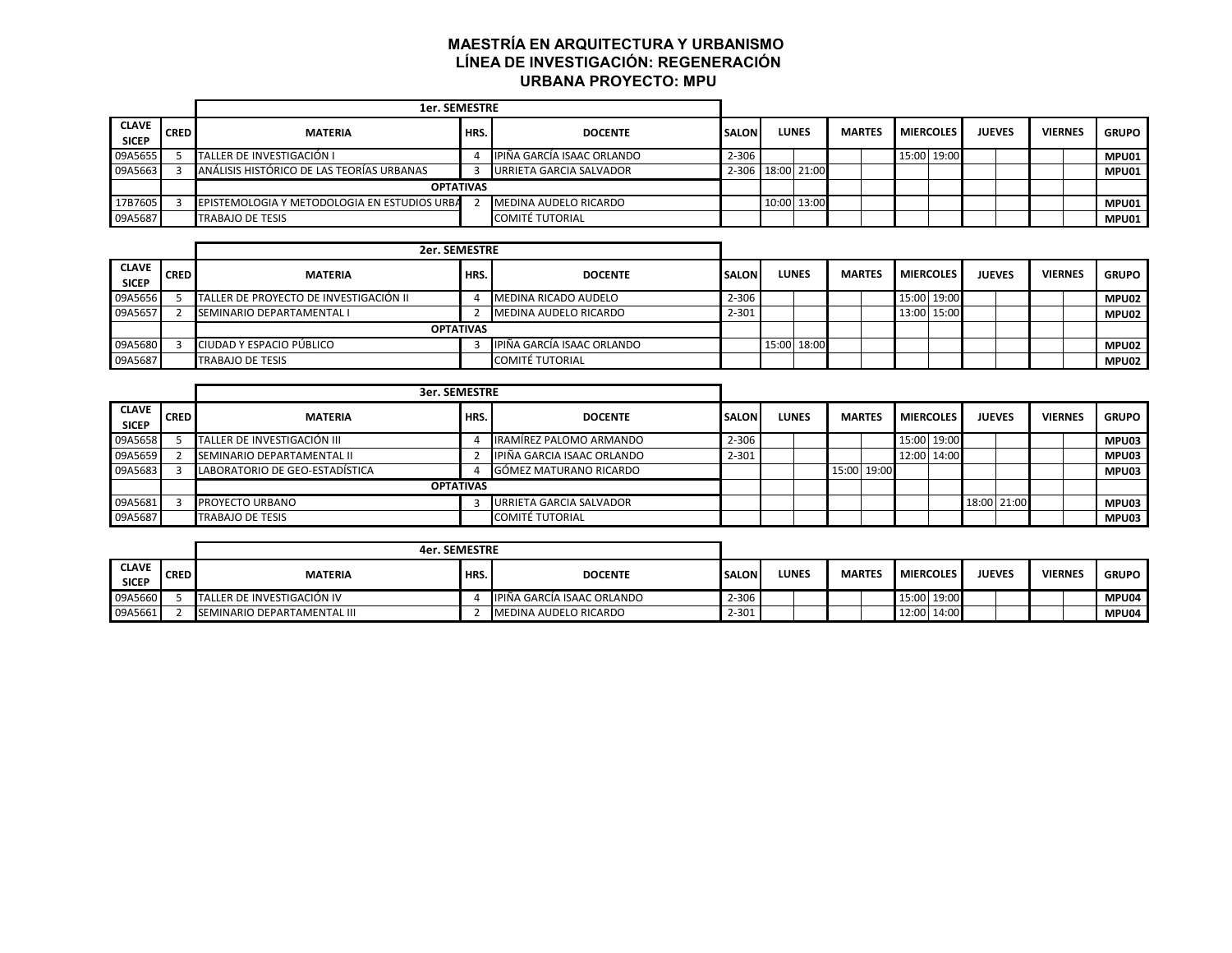# MAESTRÍA EN ARQUITECTURA Y URBANISMO
## LÍNEA DE INVESTIGACIÓN: REGENERACIÓN URBANA PROYECTO: MPU

| | | 1er. SEMESTRE | | | | | | | | | | | | | | |
|---|---|---|---|---|---|---|---|---|---|---|---|---|---|---|---|---|
| CLAVE SICEP | CRED | MATERIA | HRS. | DOCENTE | SALON | LUNES | | MARTES | | MIERCOLES | | JUEVES | | VIERNES | | GRUPO |
| 09A5655 | 5 | TALLER DE INVESTIGACIÓN I | 4 | IPIÑA GARCÍA ISAAC ORLANDO | 2-306 | | | | | 15:00 | 19:00 | | | | | MPU01 |
| 09A5663 | 3 | ANÁLISIS HISTÓRICO DE LAS TEORÍAS URBANAS | 3 | URRIETA GARCIA SALVADOR | 2-306 | 18:00 | 21:00 | | | | | | | | | MPU01 |
| | | OPTATIVAS | | | | | | | | | | | | | | |
| 17B7605 | 3 | EPISTEMOLOGIA Y METODOLOGIA EN ESTUDIOS URBA | 2 | MEDINA AUDELO RICARDO | | 10:00 | 13:00 | | | | | | | | | MPU01 |
| 09A5687 | | TRABAJO DE TESIS | | COMITÉ TUTORIAL | | | | | | | | | | | | MPU01 |

| | | 2er. SEMESTRE | | | | | | | | | | | | | | |
|---|---|---|---|---|---|---|---|---|---|---|---|---|---|---|---|---|
| CLAVE SICEP | CRED | MATERIA | HRS. | DOCENTE | SALON | LUNES | | MARTES | | MIERCOLES | | JUEVES | | VIERNES | | GRUPO |
| 09A5656 | 5 | TALLER DE PROYECTO DE INVESTIGACIÓN II | 4 | MEDINA RICADO AUDELO | 2-306 | | | | | 15:00 | 19:00 | | | | | MPU02 |
| 09A5657 | 2 | SEMINARIO DEPARTAMENTAL I | 2 | MEDINA AUDELO RICARDO | 2-301 | | | | | 13:00 | 15:00 | | | | | MPU02 |
| | | OPTATIVAS | | | | | | | | | | | | | | |
| 09A5680 | 3 | CIUDAD Y ESPACIO PÚBLICO | 3 | IPIÑA GARCÍA ISAAC ORLANDO | | 15:00 | 18:00 | | | | | | | | | MPU02 |
| 09A5687 | | TRABAJO DE TESIS | | COMITÉ TUTORIAL | | | | | | | | | | | | MPU02 |

| | | 3er. SEMESTRE | | | | | | | | | | | | | | |
|---|---|---|---|---|---|---|---|---|---|---|---|---|---|---|---|---|
| CLAVE SICEP | CRED | MATERIA | HRS. | DOCENTE | SALON | LUNES | | MARTES | | MIERCOLES | | JUEVES | | VIERNES | | GRUPO |
| 09A5658 | 5 | TALLER DE INVESTIGACIÓN III | 4 | IRAMÍREZ PALOMO ARMANDO | 2-306 | | | | | 15:00 | 19:00 | | | | | MPU03 |
| 09A5659 | 2 | SEMINARIO DEPARTAMENTAL II | 2 | IPIÑA GARCIA ISAAC ORLANDO | 2-301 | | | | | 12:00 | 14:00 | | | | | MPU03 |
| 09A5683 | 3 | LABORATORIO DE GEO-ESTADÍSTICA | 4 | GÓMEZ MATURANO RICARDO | | | | 15:00 | 19:00 | | | | | | | MPU03 |
| | | OPTATIVAS | | | | | | | | | | | | | | |
| 09A5681 | 3 | PROYECTO URBANO | 3 | URRIETA GARCIA SALVADOR | | | | | | | | 18:00 | 21:00 | | | MPU03 |
| 09A5687 | | TRABAJO DE TESIS | | COMITÉ TUTORIAL | | | | | | | | | | | | MPU03 |

| | | 4er. SEMESTRE | | | | | | | | | | | | | | |
|---|---|---|---|---|---|---|---|---|---|---|---|---|---|---|---|---|
| CLAVE SICEP | CRED | MATERIA | HRS. | DOCENTE | SALON | LUNES | | MARTES | | MIERCOLES | | JUEVES | | VIERNES | | GRUPO |
| 09A5660 | 5 | TALLER DE INVESTIGACIÓN IV | 4 | IPIÑA GARCÍA ISAAC ORLANDO | 2-306 | | | | | 15:00 | 19:00 | | | | | MPU04 |
| 09A5661 | 2 | SEMINARIO DEPARTAMENTAL III | 2 | MEDINA AUDELO RICARDO | 2-301 | | | | | 12:00 | 14:00 | | | | | MPU04 |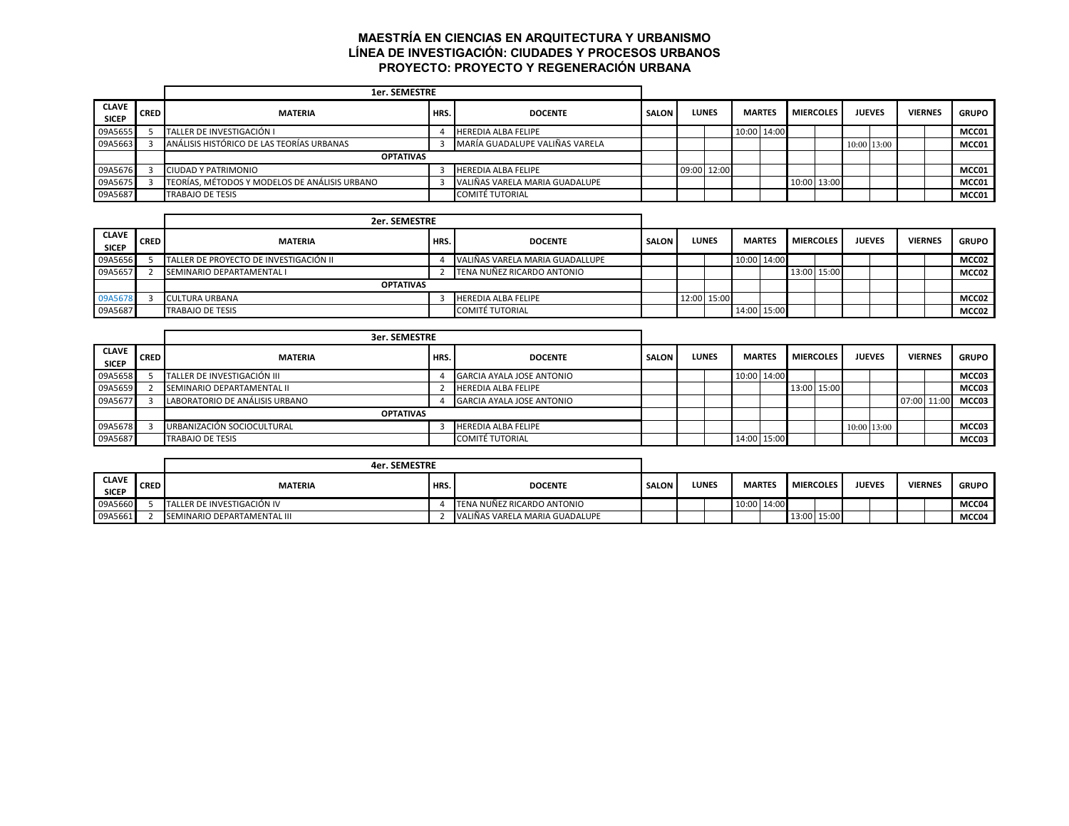**MAESTRÍA EN CIENCIAS EN ARQUITECTURA Y URBANISMO**
**LÍNEA DE INVESTIGACIÓN: CIUDADES Y PROCESOS URBANOS**
**PROYECTO: PROYECTO Y REGENERACIÓN URBANA**

| | | 1er. SEMESTRE | | | | | | | | | | | | | | | |
|---|---|---|---|---|---|---|---|---|---|---|---|---|---|---|---|---|---|
| **CLAVE SICEP** | **CRED** | **MATERIA** | **HRS.** | **DOCENTE** | **SALON** | **LUNES** | | **MARTES** | | **MIERCOLES** | | **JUEVES** | | **VIERNES** | | **GRUPO** |
| 09A5655 | 5 | TALLER DE INVESTIGACIÓN I | 4 | HEREDIA ALBA FELIPE | | | | 10:00 | 14:00 | | | | | | | MCC01 |
| 09A5663 | 3 | ANÁLISIS HISTÓRICO DE LAS TEORÍAS URBANAS | 3 | MARÍA GUADALUPE VALIÑAS VARELA | | | | | | | | 10:00 | 13:00 | | | MCC01 |
| | | **OPTATIVAS** | | | | | | | | | | | | | | |
| 09A5676 | 3 | CIUDAD Y PATRIMONIO | 3 | HEREDIA ALBA FELIPE | | 09:00 | 12:00 | | | | | | | | | MCC01 |
| 09A5675 | 3 | TEORÍAS, MÉTODOS Y MODELOS DE ANÁLISIS URBANO | 3 | VALIÑAS VARELA MARIA GUADALUPE | | | | | | 10:00 | 13:00 | | | | | MCC01 |
| 09A5687 | | TRABAJO DE TESIS | | COMITÉ TUTORIAL | | | | | | | | | | | | MCC01 |

| | | 2er. SEMESTRE | | | | | | | | | | | | | | | |
|---|---|---|---|---|---|---|---|---|---|---|---|---|---|---|---|---|---|
| **CLAVE SICEP** | **CRED** | **MATERIA** | **HRS.** | **DOCENTE** | **SALON** | **LUNES** | | **MARTES** | | **MIERCOLES** | | **JUEVES** | | **VIERNES** | | **GRUPO** |
| 09A5656 | 5 | TALLER DE PROYECTO DE INVESTIGACIÓN II | 4 | VALIÑAS VARELA MARIA GUADALLUPE | | | | 10:00 | 14:00 | | | | | | | MCC02 |
| 09A5657 | 2 | SEMINARIO DEPARTAMENTAL I | 2 | TENA NUÑEZ RICARDO ANTONIO | | | | | | 13:00 | 15:00 | | | | | MCC02 |
| | | **OPTATIVAS** | | | | | | | | | | | | | | |
| 09A5678 | 3 | CULTURA URBANA | 3 | HEREDIA ALBA FELIPE | | 12:00 | 15:00 | | | | | | | | | MCC02 |
| 09A5687 | | TRABAJO DE TESIS | | COMITÉ TUTORIAL | | | | 14:00 | 15:00 | | | | | | | MCC02 |

| | | 3er. SEMESTRE | | | | | | | | | | | | | | | |
|---|---|---|---|---|---|---|---|---|---|---|---|---|---|---|---|---|---|
| **CLAVE SICEP** | **CRED** | **MATERIA** | **HRS.** | **DOCENTE** | **SALON** | **LUNES** | | **MARTES** | | **MIERCOLES** | | **JUEVES** | | **VIERNES** | | **GRUPO** |
| 09A5658 | 5 | TALLER DE INVESTIGACIÓN III | 4 | GARCIA AYALA JOSE ANTONIO | | | | 10:00 | 14:00 | | | | | | | MCC03 |
| 09A5659 | 2 | SEMINARIO DEPARTAMENTAL II | 2 | HEREDIA ALBA FELIPE | | | | | | 13:00 | 15:00 | | | | | MCC03 |
| 09A5677 | 3 | LABORATORIO DE ANÁLISIS URBANO | 4 | GARCIA AYALA JOSE ANTONIO | | | | | | | | | | 07:00 | 11:00 | MCC03 |
| | | **OPTATIVAS** | | | | | | | | | | | | | | |
| 09A5678 | 3 | URBANIZACIÓN SOCIOCULTURAL | 3 | HEREDIA ALBA FELIPE | | | | | | | | 10:00 | 13:00 | | | MCC03 |
| 09A5687 | | TRABAJO DE TESIS | | COMITÉ TUTORIAL | | | | 14:00 | 15:00 | | | | | | | MCC03 |

| | | 4er. SEMESTRE | | | | | | | | | | | | | | | |
|---|---|---|---|---|---|---|---|---|---|---|---|---|---|---|---|---|---|
| **CLAVE SICEP** | **CRED** | **MATERIA** | **HRS.** | **DOCENTE** | **SALON** | **LUNES** | | **MARTES** | | **MIERCOLES** | | **JUEVES** | | **VIERNES** | | **GRUPO** |
| 09A5660 | 5 | TALLER DE INVESTIGACIÓN IV | 4 | TENA NUÑEZ RICARDO ANTONIO | | | | 10:00 | 14:00 | | | | | | | MCC04 |
| 09A5661 | 2 | SEMINARIO DEPARTAMENTAL III | 2 | VALIÑAS VARELA MARIA GUADALUPE | | | | | | 13:00 | 15:00 | | | | | MCC04 |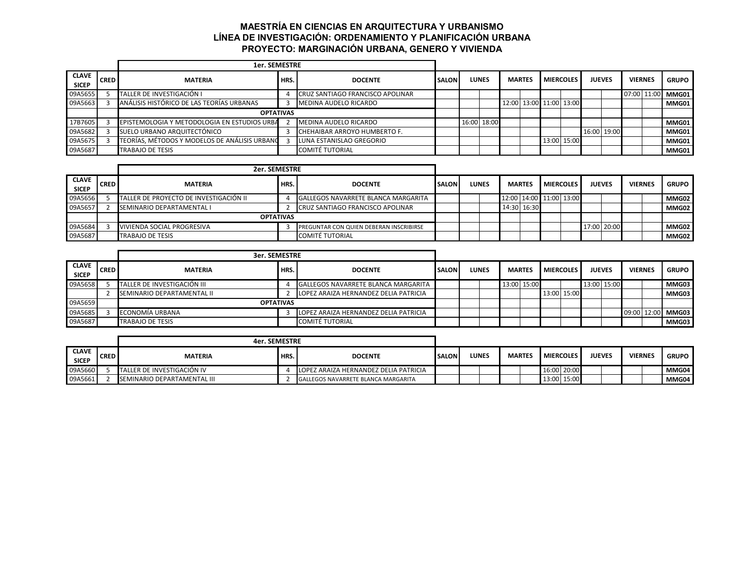# MAESTRÍA EN CIENCIAS EN ARQUITECTURA Y URBANISMO
## LÍNEA DE INVESTIGACIÓN: ORDENAMIENTO Y PLANIFICACIÓN URBANA
## PROYECTO: MARGINACIÓN URBANA, GENERO Y VIVIENDA

### 1er. SEMESTRE

| CLAVE SICEP | CRED | MATERIA | HRS. | DOCENTE | SALON | LUNES | | MARTES | | MIERCOLES | | JUEVES | | VIERNES | | GRUPO |
|---|---|---|---|---|---|---|---|---|---|---|---|---|---|---|---|---|
| 09A5655 | 5 | TALLER DE INVESTIGACIÓN I | 4 | CRUZ SANTIAGO FRANCISCO APOLINAR | | | | | | | | | | 07:00 | 11:00 | MMG01 |
| 09A5663 | 3 | ANÁLISIS HISTÓRICO DE LAS TEORÍAS URBANAS | 3 | MEDINA AUDELO RICARDO | | | | 12:00 | 13:00 | 11:00 | 13:00 | | | | | MMG01 |
| | | OPTATIVAS | | | | | | | | | | | | | | |
| 17B7605 | 3 | EPISTEMOLOGIA Y METODOLOGIA EN ESTUDIOS URBA | 2 | MEDINA AUDELO RICARDO | | 16:00 | 18:00 | | | | | | | | | MMG01 |
| 09A5682 | 3 | SUELO URBANO ARQUITECTÓNICO | 3 | CHEHAIBAR ARROYO HUMBERTO F. | | | | | | | | 16:00 | 19:00 | | | MMG01 |
| 09A5675 | 3 | TEORÍAS, MÉTODOS Y MODELOS DE ANÁLISIS URBANO | 3 | LUNA ESTANISLAO GREGORIO | | | | | | 13:00 | 15:00 | | | | | MMG01 |
| 09A5687 | | TRABAJO DE TESIS | | COMITÉ TUTORIAL | | | | | | | | | | | | MMG01 |

### 2er. SEMESTRE

| CLAVE SICEP | CRED | MATERIA | HRS. | DOCENTE | SALON | LUNES | | MARTES | | MIERCOLES | | JUEVES | | VIERNES | | GRUPO |
|---|---|---|---|---|---|---|---|---|---|---|---|---|---|---|---|---|
| 09A5656 | 5 | TALLER DE PROYECTO DE INVESTIGACIÓN II | 4 | GALLEGOS NAVARRETE BLANCA MARGARITA | | | | 12:00 | 14:00 | 11:00 | 13:00 | | | | | MMG02 |
| 09A5657 | 2 | SEMINARIO DEPARTAMENTAL I | 2 | CRUZ SANTIAGO FRANCISCO APOLINAR | | | | 14:30 | 16:30 | | | | | | | MMG02 |
| | | OPTATIVAS | | | | | | | | | | | | | | |
| 09A5684 | 3 | VIVIENDA SOCIAL PROGRESIVA | 3 | PREGUNTAR CON QUIEN DEBERAN INSCRIBIRSE | | | | | | | | 17:00 | 20:00 | | | MMG02 |
| 09A5687 | | TRABAJO DE TESIS | | COMITÉ TUTORIAL | | | | | | | | | | | | MMG02 |

### 3er. SEMESTRE

| CLAVE SICEP | CRED | MATERIA | HRS. | DOCENTE | SALON | LUNES | | MARTES | | MIERCOLES | | JUEVES | | VIERNES | | GRUPO |
|---|---|---|---|---|---|---|---|---|---|---|---|---|---|---|---|---|
| 09A5658 | 5 | TALLER DE INVESTIGACIÓN III | 4 | GALLEGOS NAVARRETE BLANCA MARGARITA | | | | 13:00 | 15:00 | | | 13:00 | 15:00 | | | MMG03 |
| | 2 | SEMINARIO DEPARTAMENTAL II | 2 | LOPEZ ARAIZA HERNANDEZ DELIA PATRICIA | | | | | | 13:00 | 15:00 | | | | | MMG03 |
| 09A5659 | | OPTATIVAS | | | | | | | | | | | | | | |
| 09A5685 | 3 | ECONOMÍA URBANA | 3 | LOPEZ ARAIZA HERNANDEZ DELIA PATRICIA | | | | | | | | | | 09:00 | 12:00 | MMG03 |
| 09A5687 | | TRABAJO DE TESIS | | COMITÉ TUTORIAL | | | | | | | | | | | | MMG03 |

### 4er. SEMESTRE

| CLAVE SICEP | CRED | MATERIA | HRS. | DOCENTE | SALON | LUNES | | MARTES | | MIERCOLES | | JUEVES | | VIERNES | | GRUPO |
|---|---|---|---|---|---|---|---|---|---|---|---|---|---|---|---|---|
| 09A5660 | 5 | TALLER DE INVESTIGACIÓN IV | 4 | LOPEZ ARAIZA HERNANDEZ DELIA PATRICIA | | | | | | 16:00 | 20:00 | | | | | MMG04 |
| 09A5661 | 2 | SEMINARIO DEPARTAMENTAL III | 2 | GALLEGOS NAVARRETE BLANCA MARGARITA | | | | | | 13:00 | 15:00 | | | | | MMG04 |